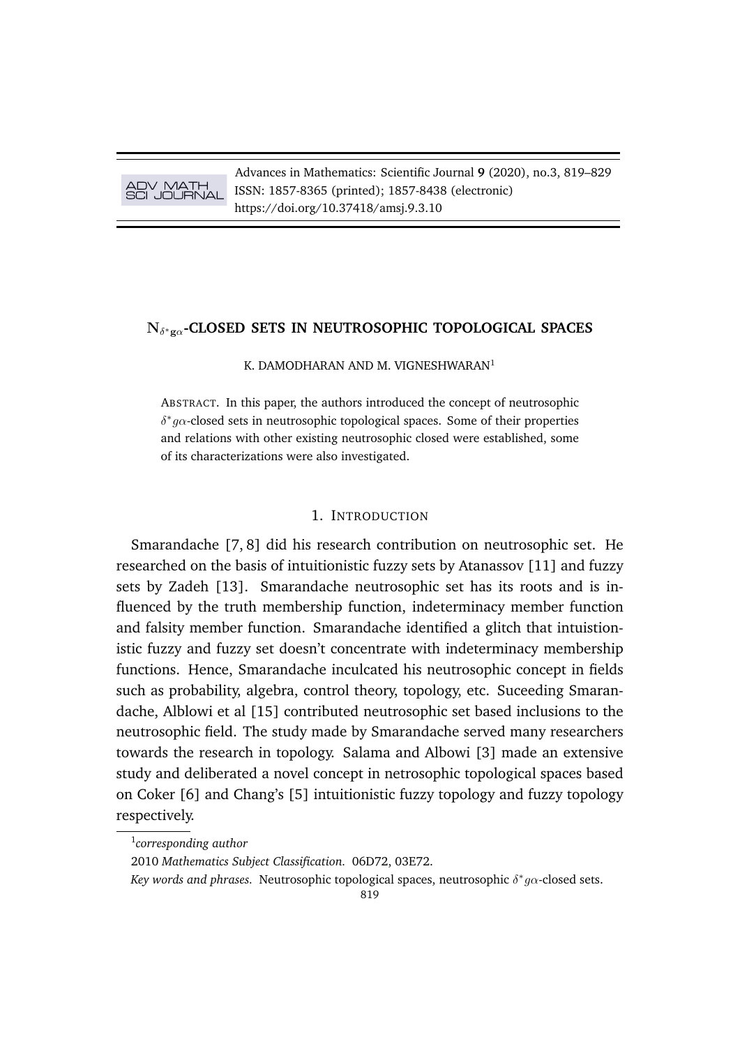# $N_{\delta^* g\alpha}$-CLOSED SETS IN NEUTROSOPHIC TOPOLOGICAL SPACES

K. DAMODHARAN AND M. VIGNESHWARAN[1]

ABSTRACT. In this paper, the authors introduced the concept of neutrosophic $\delta^* g\alpha$-closed sets in neutrosophic topological spaces. Some of their properties and relations with other existing neutrosophic closed were established, some of its characterizations were also investigated.

## 1. INTRODUCTION

Smarandache [7, 8] did his research contribution on neutrosophic set. He researched on the basis of intuitionistic fuzzy sets by Atanassov [11] and fuzzy sets by Zadeh [13]. Smarandache neutrosophic set has its roots and is influenced by the truth membership function, indeterminacy member function and falsity member function. Smarandache identified a glitch that intuitionistic fuzzy and fuzzy set doesn't concentrate with indeterminacy membership functions. Hence, Smarandache inculcated his neutrosophic concept in fields such as probability, algebra, control theory, topology, etc. Suceeding Smarandache, Alblowi et al [15] contributed neutrosophic set based inclusions to the neutrosophic field. The study made by Smarandache served many researchers towards the research in topology. Salama and Albowi [3] made an extensive study and deliberated a novel concept in netrosophic topological spaces based on Coker [6] and Chang's [5] intuitionistic fuzzy topology and fuzzy topology respectively.

[1]*corresponding author*

2010 *Mathematics Subject Classification.* 06D72, 03E72.

*Key words and phrases.* Neutrosophic topological spaces, neutrosophic $\delta^* g\alpha$-closed sets.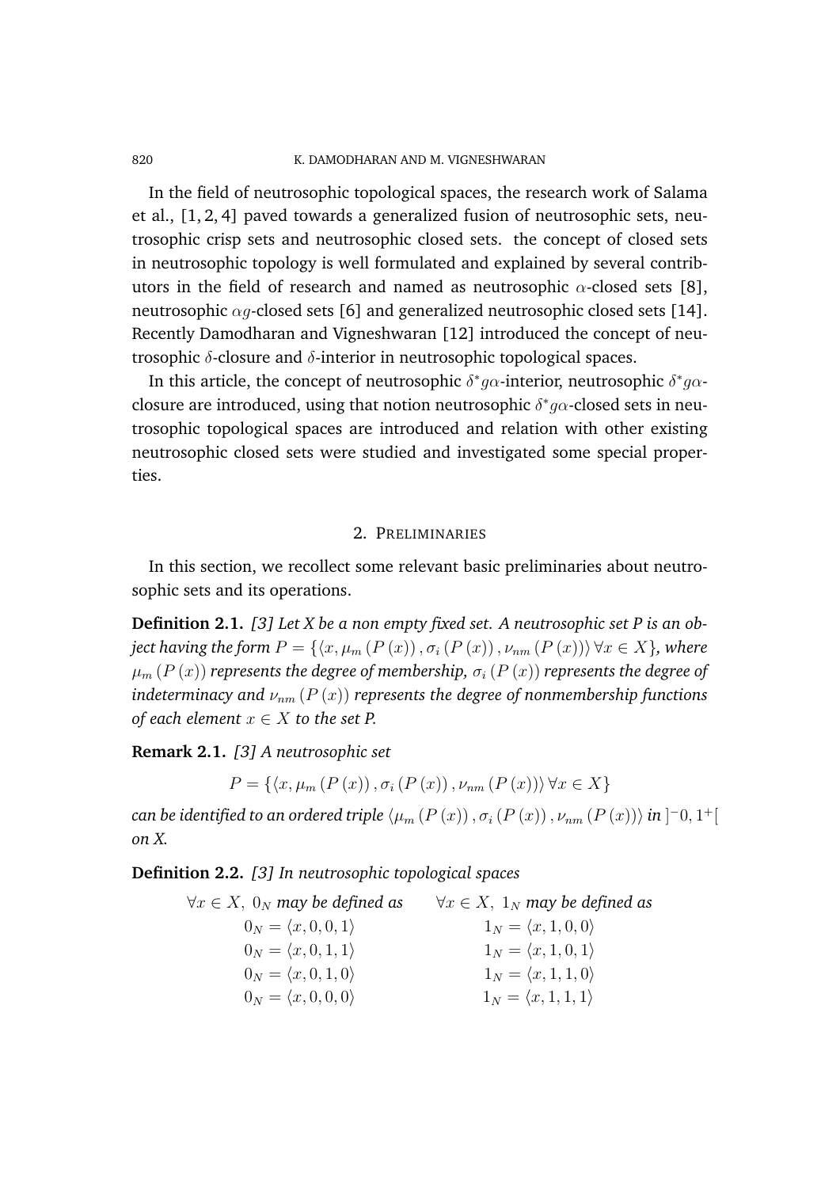In the field of neutrosophic topological spaces, the research work of Salama et al., [1, 2, 4] paved towards a generalized fusion of neutrosophic sets, neutrosophic crisp sets and neutrosophic closed sets. the concept of closed sets in neutrosophic topology is well formulated and explained by several contributors in the field of research and named as neutrosophic $\alpha$-closed sets [8], neutrosophic $\alpha g$-closed sets [6] and generalized neutrosophic closed sets [14]. Recently Damodharan and Vigneshwaran [12] introduced the concept of neutrosophic $\delta$-closure and $\delta$-interior in neutrosophic topological spaces.

In this article, the concept of neutrosophic $\delta^* g\alpha$-interior, neutrosophic $\delta^* g\alpha$-closure are introduced, using that notion neutrosophic $\delta^* g\alpha$-closed sets in neutrosophic topological spaces are introduced and relation with other existing neutrosophic closed sets were studied and investigated some special properties.

## 2. Preliminaries

In this section, we recollect some relevant basic preliminaries about neutrosophic sets and its operations.

**Definition 2.1.** *[3] Let X be a non empty fixed set. A neutrosophic set P is an object having the form $P = \{\langle x, \mu_m(P(x)), \sigma_i(P(x)), \nu_{nm}(P(x))\rangle \, \forall x \in X\}$, where $\mu_m(P(x))$ represents the degree of membership, $\sigma_i(P(x))$ represents the degree of indeterminacy and $\nu_{nm}(P(x))$ represents the degree of nonmembership functions of each element $x \in X$ to the set P.*

**Remark 2.1.** *[3] A neutrosophic set*

$$P = \{\langle x, \mu_m(P(x)), \sigma_i(P(x)), \nu_{nm}(P(x))\rangle \, \forall x \in X\}$$

*can be identified to an ordered triple $\langle \mu_m(P(x)), \sigma_i(P(x)), \nu_{nm}(P(x))\rangle$ in $]^-0, 1^+[$ on X.*

**Definition 2.2.** *[3] In neutrosophic topological spaces*

| $\forall x \in X,\ 0_N$ *may be defined as* | $\forall x \in X,\ 1_N$ *may be defined as* |
|---|---|
| $0_N = \langle x, 0, 0, 1\rangle$ | $1_N = \langle x, 1, 0, 0\rangle$ |
| $0_N = \langle x, 0, 1, 1\rangle$ | $1_N = \langle x, 1, 0, 1\rangle$ |
| $0_N = \langle x, 0, 1, 0\rangle$ | $1_N = \langle x, 1, 1, 0\rangle$ |
| $0_N = \langle x, 0, 0, 0\rangle$ | $1_N = \langle x, 1, 1, 1\rangle$ |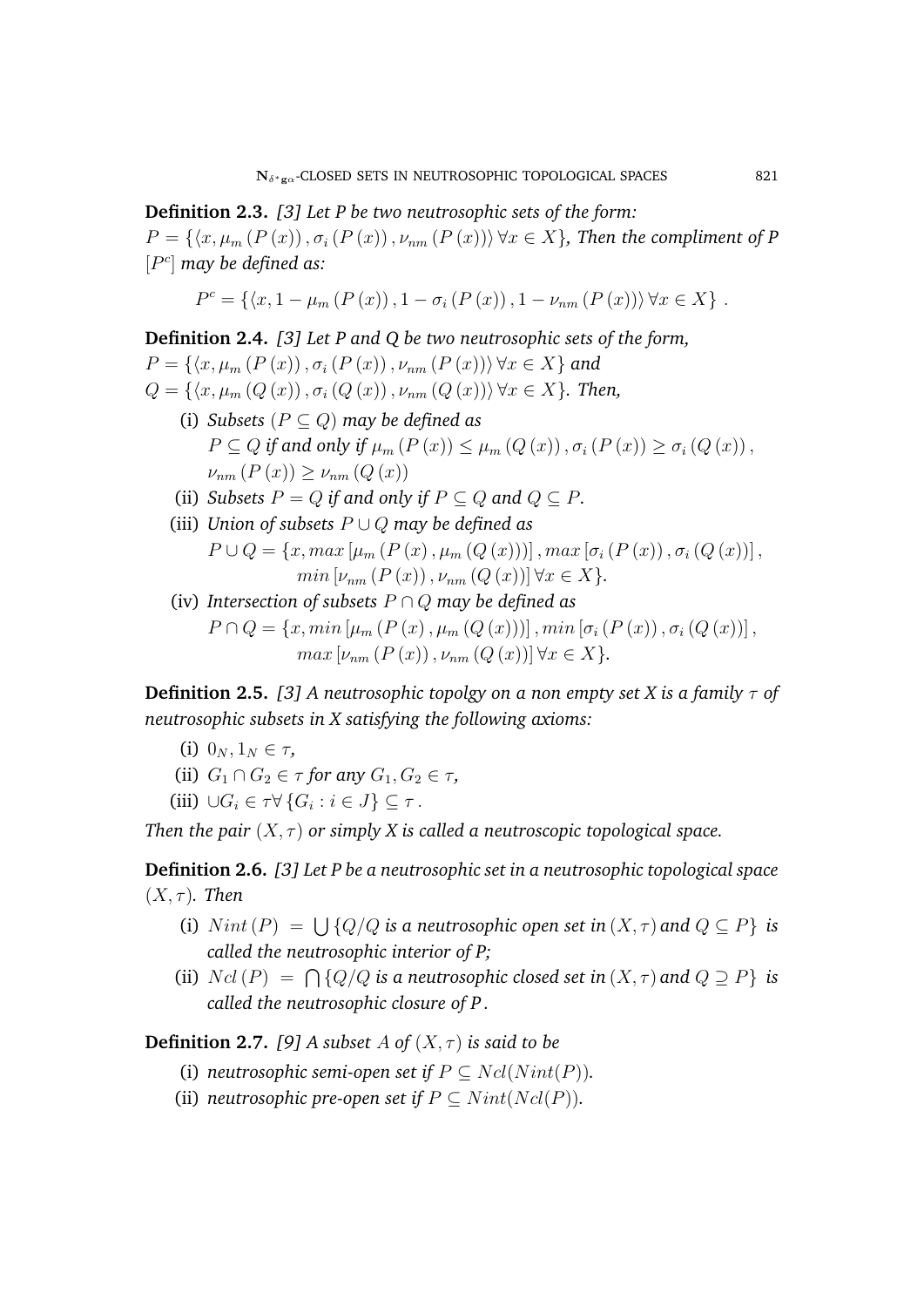**Definition 2.3.** *[3] Let P be two neutrosophic sets of the form:*
$P = \{\langle x, \mu_m (P(x)), \sigma_i (P(x)), \nu_{nm} (P(x))\rangle \, \forall x \in X\}$*, Then the compliment of P* $[P^c]$ *may be defined as:*

$$P^c = \{\langle x, 1 - \mu_m (P(x)), 1 - \sigma_i (P(x)), 1 - \nu_{nm} (P(x))\rangle \, \forall x \in X\}\ .$$

**Definition 2.4.** *[3] Let P and Q be two neutrosophic sets of the form,*
$P = \{\langle x, \mu_m (P(x)), \sigma_i (P(x)), \nu_{nm} (P(x))\rangle \, \forall x \in X\}$ *and*
$Q = \{\langle x, \mu_m (Q(x)), \sigma_i (Q(x)), \nu_{nm} (Q(x))\rangle \, \forall x \in X\}$*. Then,*

(i) *Subsets* $(P \subseteq Q)$ *may be defined as*
$P \subseteq Q$ *if and only if* $\mu_m (P(x)) \leq \mu_m (Q(x)), \sigma_i (P(x)) \geq \sigma_i (Q(x)),$
$\nu_{nm} (P(x)) \geq \nu_{nm} (Q(x))$

(ii) *Subsets* $P = Q$ *if and only if* $P \subseteq Q$ *and* $Q \subseteq P$.

(iii) *Union of subsets* $P \cup Q$ *may be defined as*
$P \cup Q = \{x, max\,[\mu_m (P(x), \mu_m (Q(x)))], max\,[\sigma_i (P(x)), \sigma_i (Q(x))],$
$min\,[\nu_{nm} (P(x)), \nu_{nm} (Q(x))] \, \forall x \in X\}$.

(iv) *Intersection of subsets* $P \cap Q$ *may be defined as*
$P \cap Q = \{x, min\,[\mu_m (P(x), \mu_m (Q(x)))], min\,[\sigma_i (P(x)), \sigma_i (Q(x))],$
$max\,[\nu_{nm} (P(x)), \nu_{nm} (Q(x))] \, \forall x \in X\}$.

**Definition 2.5.** *[3] A neutrosophic topolgy on a non empty set X is a family* $\tau$ *of neutrosophic subsets in X satisfying the following axioms:*

(i) $0_N, 1_N \in \tau$,

(ii) $G_1 \cap G_2 \in \tau$ *for any* $G_1, G_2 \in \tau$,

(iii) $\cup G_i \in \tau \forall \{G_i : i \in J\} \subseteq \tau$ .

*Then the pair* $(X, \tau)$ *or simply X is called a neutroscopic topological space.*

**Definition 2.6.** *[3] Let P be a neutrosophic set in a neutrosophic topological space* $(X, \tau)$*. Then*

(i) $Nint(P) = \bigcup \{Q/Q$ *is a neutrosophic open set in* $(X, \tau)$ *and* $Q \subseteq P\}$ *is called the neutrosophic interior of P;*

(ii) $Ncl(P) = \bigcap \{Q/Q$ *is a neutrosophic closed set in* $(X, \tau)$ *and* $Q \supseteq P\}$ *is called the neutrosophic closure of P*.

**Definition 2.7.** *[9] A subset* $A$ *of* $(X, \tau)$ *is said to be*

(i) *neutrosophic semi-open set if* $P \subseteq Ncl(Nint(P))$.

(ii) *neutrosophic pre-open set if* $P \subseteq Nint(Ncl(P))$.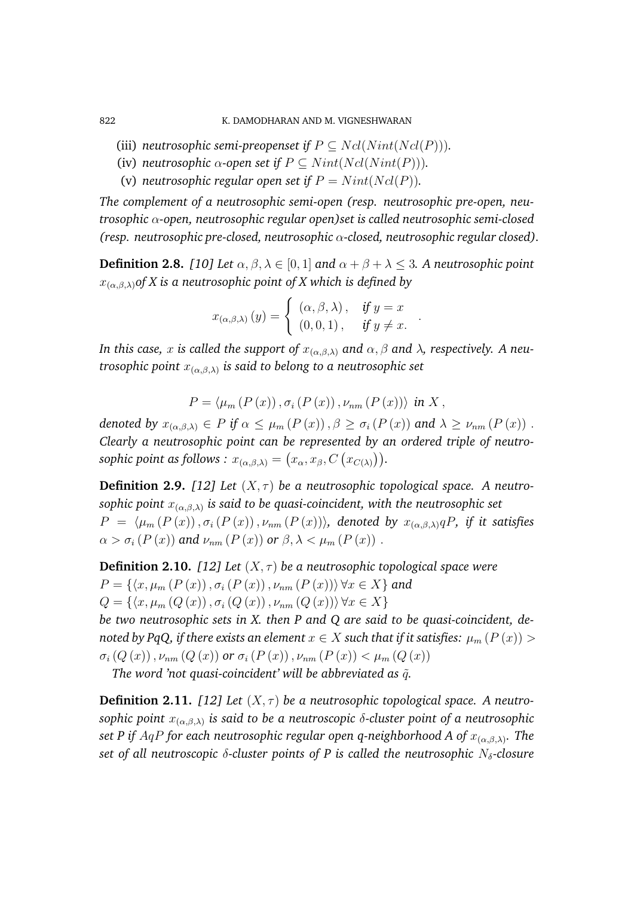(iii) *neutrosophic semi-preopenset if* $P \subseteq Ncl(Nint(Ncl(P)))$.

(iv) *neutrosophic* $\alpha$*-open set if* $P \subseteq Nint(Ncl(Nint(P)))$.

(v) *neutrosophic regular open set if* $P = Nint(Ncl(P))$.

*The complement of a neutrosophic semi-open (resp. neutrosophic pre-open, neutrosophic* $\alpha$*-open, neutrosophic regular open)set is called neutrosophic semi-closed (resp. neutrosophic pre-closed, neutrosophic* $\alpha$*-closed, neutrosophic regular closed).*

**Definition 2.8.** *[10] Let* $\alpha, \beta, \lambda \in [0,1]$ *and* $\alpha + \beta + \lambda \leq 3$*. A neutrosophic point* $x_{(\alpha,\beta,\lambda)}$*of X is a neutrosophic point of X which is defined by*

$$x_{(\alpha,\beta,\lambda)}(y) = \begin{cases} (\alpha, \beta, \lambda), & \text{if } y = x \\ (0, 0, 1), & \text{if } y \neq x. \end{cases}.$$

*In this case,* $x$ *is called the support of* $x_{(\alpha,\beta,\lambda)}$ *and* $\alpha, \beta$ *and* $\lambda$*, respectively. A neutrosophic point* $x_{(\alpha,\beta,\lambda)}$ *is said to belong to a neutrosophic set*

$$P = \langle \mu_m(P(x)), \sigma_i(P(x)), \nu_{nm}(P(x)) \rangle \text{ in } X,$$

*denoted by* $x_{(\alpha,\beta,\lambda)} \in P$ *if* $\alpha \leq \mu_m(P(x)), \beta \geq \sigma_i(P(x))$ *and* $\lambda \geq \nu_{nm}(P(x))$. *Clearly a neutrosophic point can be represented by an ordered triple of neutrosophic point as follows :* $x_{(\alpha,\beta,\lambda)} = \left(x_\alpha, x_\beta, C\left(x_{C(\lambda)}\right)\right)$.

**Definition 2.9.** *[12] Let* $(X, \tau)$ *be a neutrosophic topological space. A neutrosophic point* $x_{(\alpha,\beta,\lambda)}$ *is said to be quasi-coincident, with the neutrosophic set* $P = \langle \mu_m(P(x)), \sigma_i(P(x)), \nu_{nm}(P(x)) \rangle$*, denoted by* $x_{(\alpha,\beta,\lambda)}qP$*, if it satisfies* $\alpha > \sigma_i(P(x))$ *and* $\nu_{nm}(P(x))$ *or* $\beta, \lambda < \mu_m(P(x))$.

**Definition 2.10.** *[12] Let* $(X, \tau)$ *be a neutrosophic topological space were* $P = \{\langle x, \mu_m(P(x)), \sigma_i(P(x)), \nu_{nm}(P(x)) \rangle \, \forall x \in X\}$ *and* $Q = \{\langle x, \mu_m(Q(x)), \sigma_i(Q(x)), \nu_{nm}(Q(x)) \rangle \, \forall x \in X\}$ *be two neutrosophic sets in X. then P and Q are said to be quasi-coincident, denoted by PqQ, if there exists an element* $x \in X$ *such that if it satisfies:* $\mu_m(P(x)) > \sigma_i(Q(x)), \nu_{nm}(Q(x))$ *or* $\sigma_i(P(x)), \nu_{nm}(P(x)) < \mu_m(Q(x))$

*The word 'not quasi-coincident' will be abbreviated as* $\tilde{q}$.

**Definition 2.11.** *[12] Let* $(X, \tau)$ *be a neutrosophic topological space. A neutrosophic point* $x_{(\alpha,\beta,\lambda)}$ *is said to be a neutroscopic* $\delta$*-cluster point of a neutrosophic set P if* $AqP$ *for each neutrosophic regular open q-neighborhood A of* $x_{(\alpha,\beta,\lambda)}$*. The set of all neutroscopic* $\delta$*-cluster points of P is called the neutrosophic* $N_\delta$*-closure*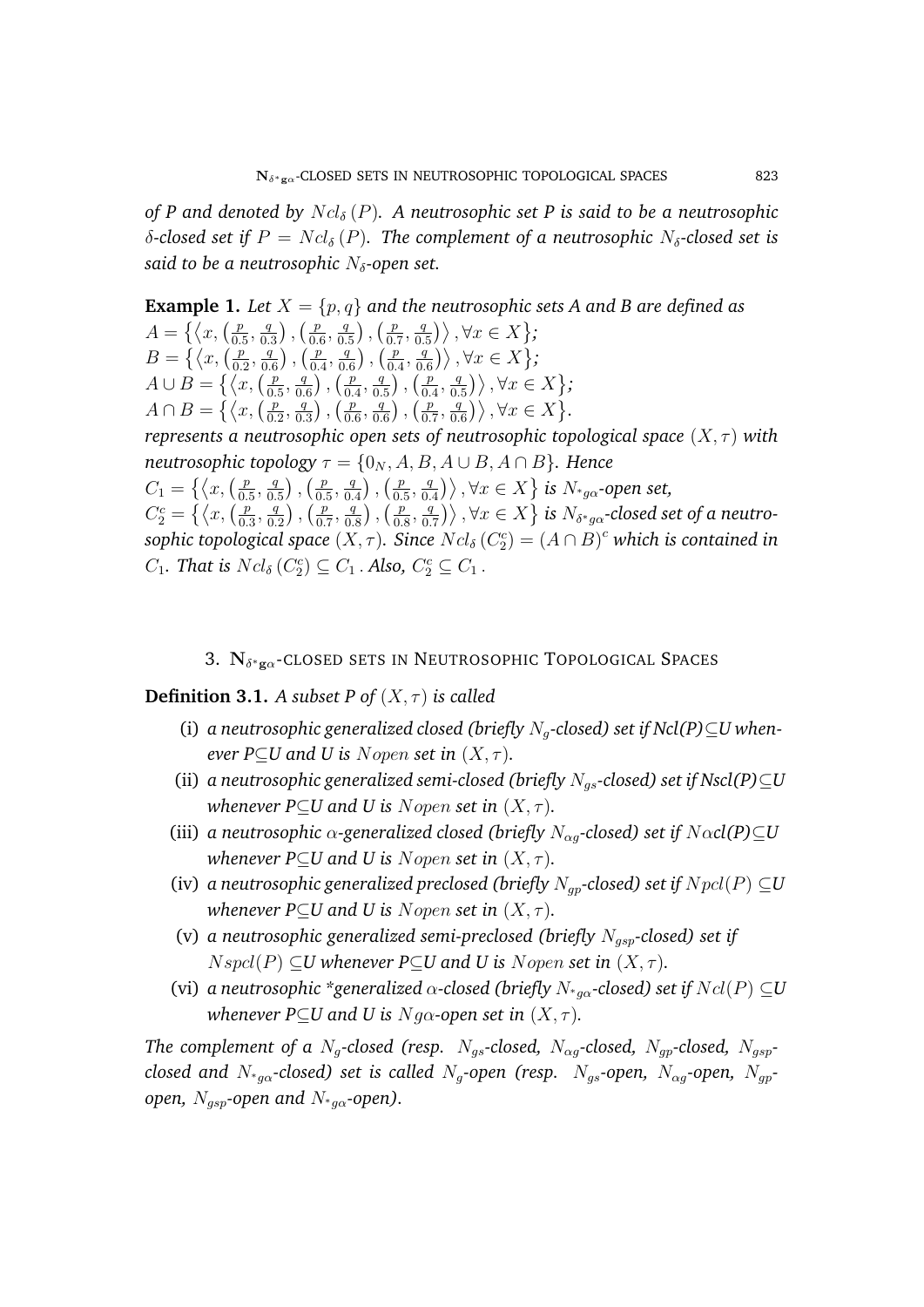*of P and denoted by $Ncl_{\delta}(P)$. A neutrosophic set P is said to be a neutrosophic $\delta$-closed set if $P = Ncl_{\delta}(P)$. The complement of a neutrosophic $N_{\delta}$-closed set is said to be a neutrosophic $N_{\delta}$-open set.*

**Example 1.** *Let $X = \{p, q\}$ and the neutrosophic sets A and B are defined as*
$A = \left\{\left\langle x, \left(\frac{p}{0.5}, \frac{q}{0.3}\right), \left(\frac{p}{0.6}, \frac{q}{0.5}\right), \left(\frac{p}{0.7}, \frac{q}{0.5}\right)\right\rangle, \forall x \in X\right\}$;
$B = \left\{\left\langle x, \left(\frac{p}{0.2}, \frac{q}{0.6}\right), \left(\frac{p}{0.4}, \frac{q}{0.6}\right), \left(\frac{p}{0.4}, \frac{q}{0.6}\right)\right\rangle, \forall x \in X\right\}$;
$A \cup B = \left\{\left\langle x, \left(\frac{p}{0.5}, \frac{q}{0.6}\right), \left(\frac{p}{0.4}, \frac{q}{0.5}\right), \left(\frac{p}{0.4}, \frac{q}{0.5}\right)\right\rangle, \forall x \in X\right\}$;
$A \cap B = \left\{\left\langle x, \left(\frac{p}{0.2}, \frac{q}{0.3}\right), \left(\frac{p}{0.6}, \frac{q}{0.6}\right), \left(\frac{p}{0.7}, \frac{q}{0.6}\right)\right\rangle, \forall x \in X\right\}$.
*represents a neutrosophic open sets of neutrosophic topological space $(X, \tau)$ with neutrosophic topology $\tau = \{0_N, A, B, A \cup B, A \cap B\}$. Hence*
$C_1 = \left\{\left\langle x, \left(\frac{p}{0.5}, \frac{q}{0.5}\right), \left(\frac{p}{0.5}, \frac{q}{0.4}\right), \left(\frac{p}{0.5}, \frac{q}{0.4}\right)\right\rangle, \forall x \in X\right\}$ *is $N_{^*g\alpha}$-open set,*
$C_2^c = \left\{\left\langle x, \left(\frac{p}{0.3}, \frac{q}{0.2}\right), \left(\frac{p}{0.7}, \frac{q}{0.8}\right), \left(\frac{p}{0.8}, \frac{q}{0.7}\right)\right\rangle, \forall x \in X\right\}$ *is $N_{\delta^* g\alpha}$-closed set of a neutrosophic topological space $(X, \tau)$. Since $Ncl_{\delta}(C_2^c) = (A \cap B)^c$ which is contained in $C_1$. That is $Ncl_{\delta}(C_2^c) \subseteq C_1$. Also, $C_2^c \subseteq C_1$.*

## 3. $N_{\delta^* g\alpha}$-CLOSED SETS IN NEUTROSOPHIC TOPOLOGICAL SPACES

**Definition 3.1.** *A subset P of $(X, \tau)$ is called*

- (i) *a neutrosophic generalized closed (briefly $N_g$-closed) set if Ncl(P)⊆U whenever P⊆U and U is $Nopen$ set in $(X, \tau)$.*
- (ii) *a neutrosophic generalized semi-closed (briefly $N_{gs}$-closed) set if Nscl(P)⊆U whenever P⊆U and U is $Nopen$ set in $(X, \tau)$.*
- (iii) *a neutrosophic $\alpha$-generalized closed (briefly $N_{\alpha g}$-closed) set if $N\alpha$cl(P)⊆U whenever P⊆U and U is $Nopen$ set in $(X, \tau)$.*
- (iv) *a neutrosophic generalized preclosed (briefly $N_{gp}$-closed) set if $Npcl(P)$ ⊆U whenever P⊆U and U is $Nopen$ set in $(X, \tau)$.*
- (v) *a neutrosophic generalized semi-preclosed (briefly $N_{gsp}$-closed) set if $Nspcl(P)$ ⊆U whenever P⊆U and U is $Nopen$ set in $(X, \tau)$.*
- (vi) *a neutrosophic \*generalized $\alpha$-closed (briefly $N_{^*g\alpha}$-closed) set if $Ncl(P)$ ⊆U whenever P⊆U and U is $Ng\alpha$-open set in $(X, \tau)$.*

*The complement of a $N_g$-closed (resp. $N_{gs}$-closed, $N_{\alpha g}$-closed, $N_{gp}$-closed, $N_{gsp}$-closed and $N_{^*g\alpha}$-closed) set is called $N_g$-open (resp. $N_{gs}$-open, $N_{\alpha g}$-open, $N_{gp}$-open, $N_{gsp}$-open and $N_{^*g\alpha}$-open).*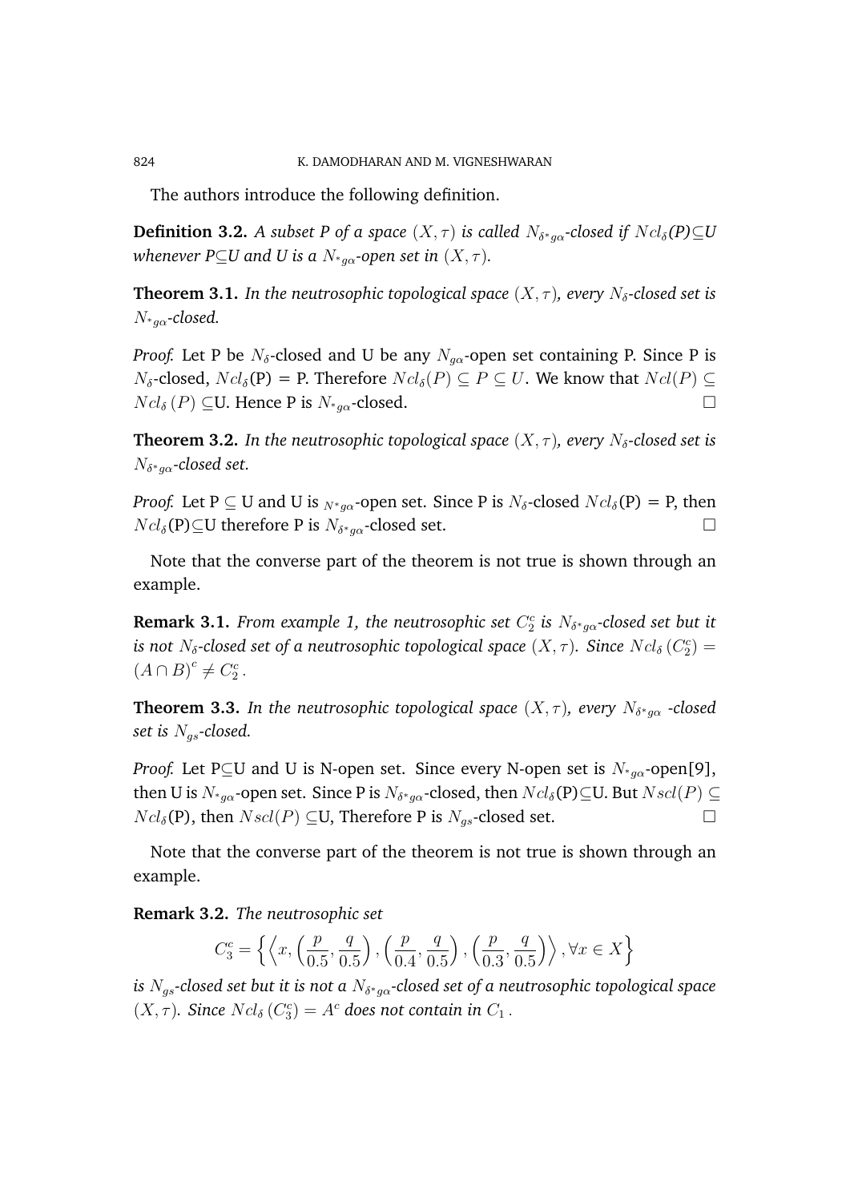The authors introduce the following definition.

**Definition 3.2.** *A subset P of a space $(X, \tau)$ is called $N_{\delta^* g\alpha}$-closed if $Ncl_\delta$(P)⊆U whenever P⊆U and U is a $N_{* g\alpha}$-open set in $(X, \tau)$.*

**Theorem 3.1.** *In the neutrosophic topological space $(X, \tau)$, every $N_\delta$-closed set is $N_{* g\alpha}$-closed.*

*Proof.* Let P be $N_\delta$-closed and U be any $N_{g\alpha}$-open set containing P. Since P is $N_\delta$-closed, $Ncl_\delta$(P) = P. Therefore $Ncl_\delta(P) \subseteq P \subseteq U$. We know that $Ncl(P) \subseteq Ncl_\delta(P) \subseteq$U. Hence P is $N_{* g\alpha}$-closed. □

**Theorem 3.2.** *In the neutrosophic topological space $(X, \tau)$, every $N_\delta$-closed set is $N_{\delta^* g\alpha}$-closed set.*

*Proof.* Let P ⊆ U and U is $_{N^* g\alpha}$-open set. Since P is $N_\delta$-closed $Ncl_\delta$(P) = P, then $Ncl_\delta$(P)⊆U therefore P is $N_{\delta^* g\alpha}$-closed set. □

Note that the converse part of the theorem is not true is shown through an example.

**Remark 3.1.** *From example 1, the neutrosophic set $C_2^c$ is $N_{\delta^* g\alpha}$-closed set but it is not $N_\delta$-closed set of a neutrosophic topological space $(X, \tau)$. Since $Ncl_\delta(C_2^c) = (A \cap B)^c \neq C_2^c$.*

**Theorem 3.3.** *In the neutrosophic topological space $(X, \tau)$, every $N_{\delta^* g\alpha}$ -closed set is $N_{gs}$-closed.*

*Proof.* Let P⊆U and U is N-open set. Since every N-open set is $N_{* g\alpha}$-open[9], then U is $N_{* g\alpha}$-open set. Since P is $N_{\delta^* g\alpha}$-closed, then $Ncl_\delta$(P)⊆U. But $Nscl(P) \subseteq Ncl_\delta$(P), then $Nscl(P) \subseteq$U, Therefore P is $N_{gs}$-closed set. □

Note that the converse part of the theorem is not true is shown through an example.

**Remark 3.2.** *The neutrosophic set*

$$C_3^c = \left\{ \left\langle x, \left(\frac{p}{0.5}, \frac{q}{0.5}\right), \left(\frac{p}{0.4}, \frac{q}{0.5}\right), \left(\frac{p}{0.3}, \frac{q}{0.5}\right) \right\rangle, \forall x \in X \right\}$$

*is $N_{gs}$-closed set but it is not a $N_{\delta^* g\alpha}$-closed set of a neutrosophic topological space $(X, \tau)$. Since $Ncl_\delta(C_3^c) = A^c$ does not contain in $C_1$.*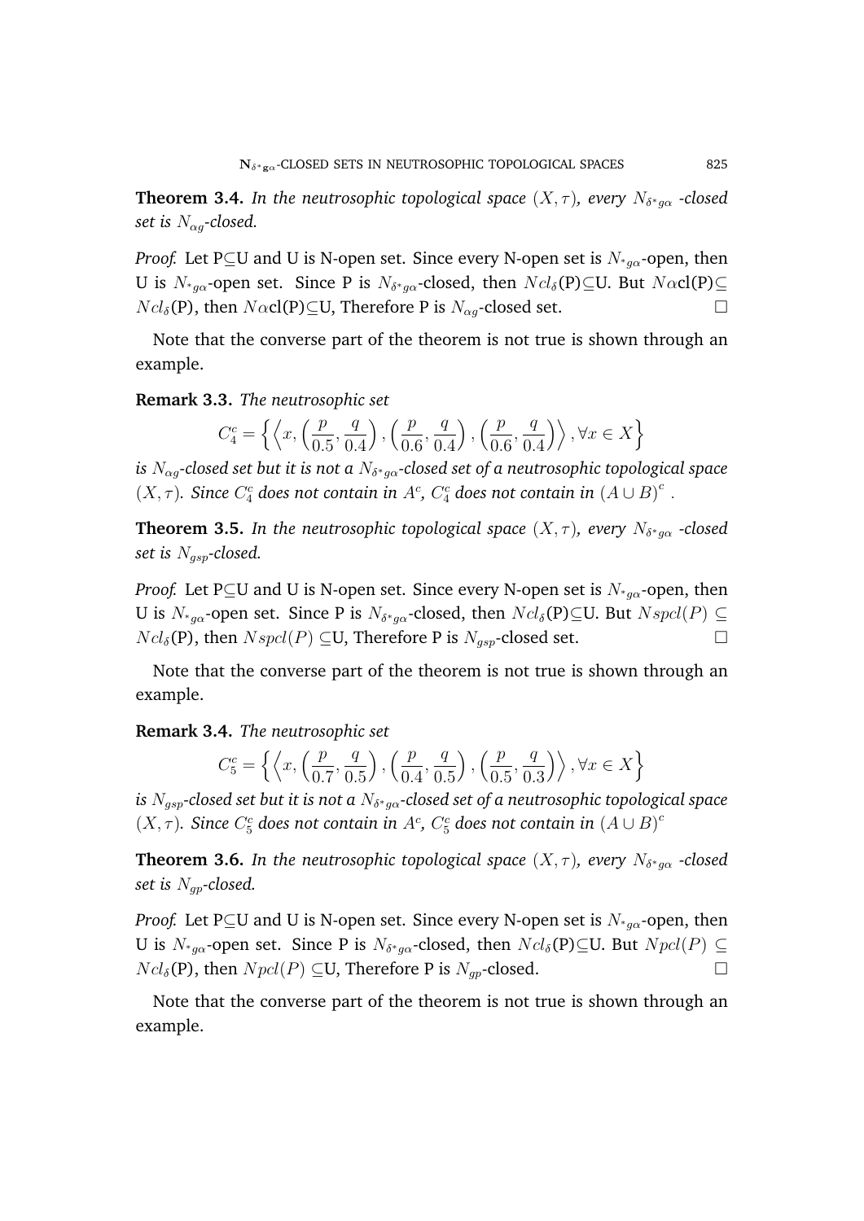**Theorem 3.4.** *In the neutrosophic topological space $(X, \tau)$, every $N_{\delta^* g\alpha}$ -closed set is $N_{\alpha g}$-closed.*

*Proof.* Let P⊆U and U is N-open set. Since every N-open set is $N_{*g\alpha}$-open, then U is $N_{*g\alpha}$-open set. Since P is $N_{\delta^* g\alpha}$-closed, then $Ncl_\delta$(P)⊆U. But $N\alpha$cl(P)⊆ $Ncl_\delta$(P), then $N\alpha$cl(P)⊆U, Therefore P is $N_{\alpha g}$-closed set. □

Note that the converse part of the theorem is not true is shown through an example.

**Remark 3.3.** *The neutrosophic set*

$$C_4^c = \left\{ \left\langle x, \left( \frac{p}{0.5}, \frac{q}{0.4} \right), \left( \frac{p}{0.6}, \frac{q}{0.4} \right), \left( \frac{p}{0.6}, \frac{q}{0.4} \right) \right\rangle, \forall x \in X \right\}$$

*is $N_{\alpha g}$-closed set but it is not a $N_{\delta^* g\alpha}$-closed set of a neutrosophic topological space $(X, \tau)$. Since $C_4^c$ does not contain in $A^c$, $C_4^c$ does not contain in $(A \cup B)^c$ .*

**Theorem 3.5.** *In the neutrosophic topological space $(X, \tau)$, every $N_{\delta^* g\alpha}$ -closed set is $N_{gsp}$-closed.*

*Proof.* Let P⊆U and U is N-open set. Since every N-open set is $N_{*g\alpha}$-open, then U is $N_{*g\alpha}$-open set. Since P is $N_{\delta^* g\alpha}$-closed, then $Ncl_\delta$(P)⊆U. But $Nspcl(P) \subseteq$ $Ncl_\delta$(P), then $Nspcl(P)$ ⊆U, Therefore P is $N_{gsp}$-closed set. □

Note that the converse part of the theorem is not true is shown through an example.

**Remark 3.4.** *The neutrosophic set*

$$C_5^c = \left\{ \left\langle x, \left( \frac{p}{0.7}, \frac{q}{0.5} \right), \left( \frac{p}{0.4}, \frac{q}{0.5} \right), \left( \frac{p}{0.5}, \frac{q}{0.3} \right) \right\rangle, \forall x \in X \right\}$$

*is $N_{gsp}$-closed set but it is not a $N_{\delta^* g\alpha}$-closed set of a neutrosophic topological space $(X, \tau)$. Since $C_5^c$ does not contain in $A^c$, $C_5^c$ does not contain in $(A \cup B)^c$*

**Theorem 3.6.** *In the neutrosophic topological space $(X, \tau)$, every $N_{\delta^* g\alpha}$ -closed set is $N_{gp}$-closed.*

*Proof.* Let P⊆U and U is N-open set. Since every N-open set is $N_{*g\alpha}$-open, then U is $N_{*g\alpha}$-open set. Since P is $N_{\delta^* g\alpha}$-closed, then $Ncl_\delta$(P)⊆U. But $Npcl(P) \subseteq$ $Ncl_\delta$(P), then $Npcl(P)$ ⊆U, Therefore P is $N_{gp}$-closed. □

Note that the converse part of the theorem is not true is shown through an example.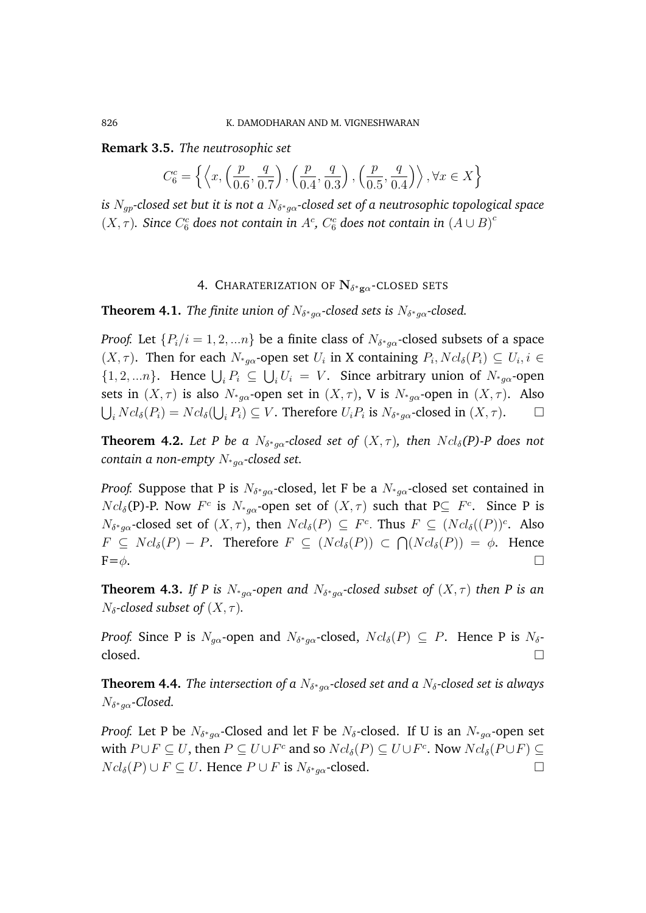**Remark 3.5.** *The neutrosophic set*

$$C_6^c = \left\{ \left\langle x, \left(\frac{p}{0.6}, \frac{q}{0.7}\right), \left(\frac{p}{0.4}, \frac{q}{0.3}\right), \left(\frac{p}{0.5}, \frac{q}{0.4}\right) \right\rangle, \forall x \in X \right\}$$

*is $N_{gp}$-closed set but it is not a $N_{\delta^* g\alpha}$-closed set of a neutrosophic topological space $(X, \tau)$. Since $C_6^c$ does not contain in $A^c$, $C_6^c$ does not contain in $(A \cup B)^c$*

## 4. CHARATERIZATION OF $\mathbf{N}_{\delta^* \mathbf{g}\alpha}$-CLOSED SETS

**Theorem 4.1.** *The finite union of $N_{\delta^* g\alpha}$-closed sets is $N_{\delta^* g\alpha}$-closed.*

*Proof.* Let $\{P_i / i = 1, 2, ...n\}$ be a finite class of $N_{\delta^* g\alpha}$-closed subsets of a space $(X, \tau)$. Then for each $N_{^* g\alpha}$-open set $U_i$ in X containing $P_i, Ncl_\delta(P_i) \subseteq U_i, i \in \{1, 2, ...n\}$. Hence $\bigcup_i P_i \subseteq \bigcup_i U_i = V$. Since arbitrary union of $N_{^* g\alpha}$-open sets in $(X, \tau)$ is also $N_{^* g\alpha}$-open set in $(X, \tau)$, V is $N_{^* g\alpha}$-open in $(X, \tau)$. Also $\bigcup_i Ncl_\delta(P_i) = Ncl_\delta(\bigcup_i P_i) \subseteq V$. Therefore $U_i P_i$ is $N_{\delta^* g\alpha}$-closed in $(X, \tau)$. □

**Theorem 4.2.** *Let P be a $N_{\delta^* g\alpha}$-closed set of $(X, \tau)$, then $Ncl_\delta$(P)-P does not contain a non-empty $N_{^* g\alpha}$-closed set.*

*Proof.* Suppose that P is $N_{\delta^* g\alpha}$-closed, let F be a $N_{^* g\alpha}$-closed set contained in $Ncl_\delta$(P)-P. Now $F^c$ is $N_{^* g\alpha}$-open set of $(X, \tau)$ such that P$\subseteq$ $F^c$. Since P is $N_{\delta^* g\alpha}$-closed set of $(X, \tau)$, then $Ncl_\delta(P) \subseteq F^c$. Thus $F \subseteq (Ncl_\delta((P))^c$. Also $F \subseteq Ncl_\delta(P) - P$. Therefore $F \subseteq (Ncl_\delta(P)) \subset \bigcap(Ncl_\delta(P)) = \phi$. Hence F=$\phi$. □

**Theorem 4.3.** *If P is $N_{^* g\alpha}$-open and $N_{\delta^* g\alpha}$-closed subset of $(X, \tau)$ then P is an $N_\delta$-closed subset of $(X, \tau)$.*

*Proof.* Since P is $N_{g\alpha}$-open and $N_{\delta^* g\alpha}$-closed, $Ncl_\delta(P) \subseteq P$. Hence P is $N_\delta$-closed. □

**Theorem 4.4.** *The intersection of a $N_{\delta^* g\alpha}$-closed set and a $N_\delta$-closed set is always $N_{\delta^* g\alpha}$-Closed.*

*Proof.* Let P be $N_{\delta^* g\alpha}$-Closed and let F be $N_\delta$-closed. If U is an $N_{^* g\alpha}$-open set with $P \cup F \subseteq U$, then $P \subseteq U \cup F^c$ and so $Ncl_\delta(P) \subseteq U \cup F^c$. Now $Ncl_\delta(P \cup F) \subseteq Ncl_\delta(P) \cup F \subseteq U$. Hence $P \cup F$ is $N_{\delta^* g\alpha}$-closed. □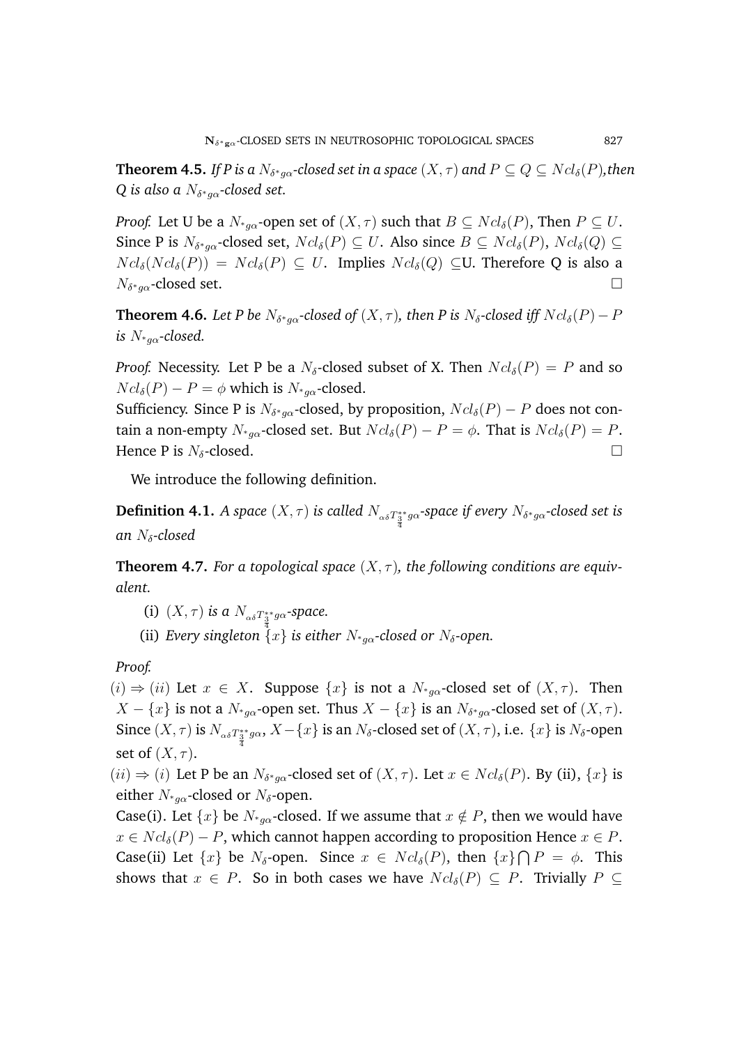**Theorem 4.5.** *If P is a $N_{\delta^*g\alpha}$-closed set in a space $(X, \tau)$ and $P \subseteq Q \subseteq Ncl_\delta(P)$,then Q is also a $N_{\delta^*g\alpha}$-closed set.*

*Proof.* Let U be a $N_{*g\alpha}$-open set of $(X, \tau)$ such that $B \subseteq Ncl_\delta(P)$, Then $P \subseteq U$. Since P is $N_{\delta^*g\alpha}$-closed set, $Ncl_\delta(P) \subseteq U$. Also since $B \subseteq Ncl_\delta(P)$, $Ncl_\delta(Q) \subseteq Ncl_\delta(Ncl_\delta(P)) = Ncl_\delta(P) \subseteq U$. Implies $Ncl_\delta(Q)$ $\subseteq$U. Therefore Q is also a $N_{\delta^*g\alpha}$-closed set. □

**Theorem 4.6.** *Let P be $N_{\delta^*g\alpha}$-closed of $(X, \tau)$, then P is $N_\delta$-closed iff $Ncl_\delta(P) - P$ is $N_{*g\alpha}$-closed.*

*Proof.* Necessity. Let P be a $N_\delta$-closed subset of X. Then $Ncl_\delta(P) = P$ and so $Ncl_\delta(P) - P = \phi$ which is $N_{*g\alpha}$-closed.

Sufficiency. Since P is $N_{\delta^*g\alpha}$-closed, by proposition, $Ncl_\delta(P) - P$ does not contain a non-empty $N_{*g\alpha}$-closed set. But $Ncl_\delta(P) - P = \phi$. That is $Ncl_\delta(P) = P$. Hence P is $N_\delta$-closed. □

We introduce the following definition.

**Definition 4.1.** *A space $(X, \tau)$ is called $N_{\alpha\delta T^{**}_{\frac{3}{4}}g\alpha}$-space if every $N_{\delta^*g\alpha}$-closed set is an $N_\delta$-closed*

**Theorem 4.7.** *For a topological space $(X, \tau)$, the following conditions are equivalent.*

(i) *$(X, \tau)$ is a $N_{\alpha\delta T^{**}_{\frac{3}{4}}g\alpha}$-space.*

(ii) *Every singleton $\{x\}$ is either $N_{*g\alpha}$-closed or $N_\delta$-open.*

*Proof.*

$(i) \Rightarrow (ii)$ Let $x \in X$. Suppose $\{x\}$ is not a $N_{*g\alpha}$-closed set of $(X, \tau)$. Then $X - \{x\}$ is not a $N_{*g\alpha}$-open set. Thus $X - \{x\}$ is an $N_{\delta^*g\alpha}$-closed set of $(X, \tau)$. Since $(X, \tau)$ is $N_{\alpha\delta T^{**}_{\frac{3}{4}}g\alpha}$, $X - \{x\}$ is an $N_\delta$-closed set of $(X, \tau)$, i.e. $\{x\}$ is $N_\delta$-open set of $(X, \tau)$.

$(ii) \Rightarrow (i)$ Let P be an $N_{\delta^*g\alpha}$-closed set of $(X, \tau)$. Let $x \in Ncl_\delta(P)$. By (ii), $\{x\}$ is either $N_{*g\alpha}$-closed or $N_\delta$-open.

Case(i). Let $\{x\}$ be $N_{*g\alpha}$-closed. If we assume that $x \notin P$, then we would have $x \in Ncl_\delta(P) - P$, which cannot happen according to proposition Hence $x \in P$.
Case(ii) Let $\{x\}$ be $N_\delta$-open. Since $x \in Ncl_\delta(P)$, then $\{x\} \bigcap P = \phi$. This shows that $x \in P$. So in both cases we have $Ncl_\delta(P) \subseteq P$. Trivially $P \subseteq$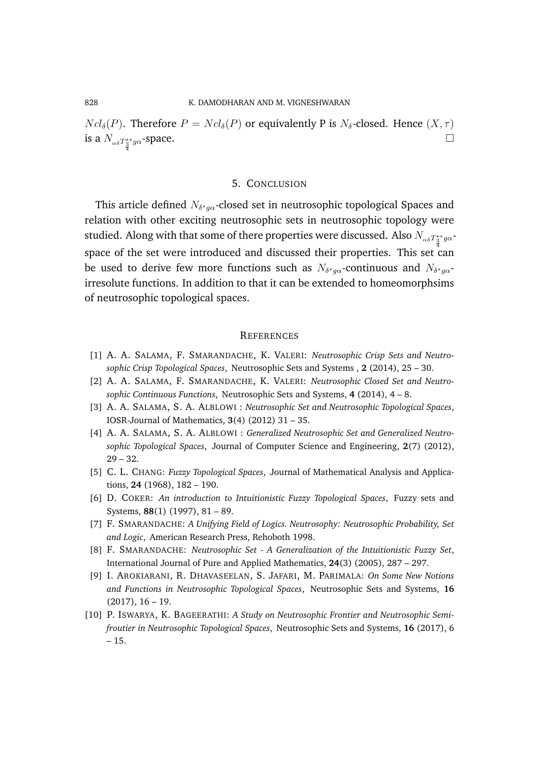$Ncl_\delta(P)$. Therefore $P = Ncl_\delta(P)$ or equivalently P is $N_\delta$-closed. Hence $(X, \tau)$ is a $N_{\alpha\delta T^{**}_{\frac{3}{4}}g\alpha}$-space. □

## 5. Conclusion

This article defined $N_{\delta^* g\alpha}$-closed set in neutrosophic topological Spaces and relation with other exciting neutrosophic sets in neutrosophic topology were studied. Along with that some of there properties were discussed. Also $N_{\alpha\delta T^{**}_{\frac{3}{4}}g\alpha}$-space of the set were introduced and discussed their properties. This set can be used to derive few more functions such as $N_{\delta^* g\alpha}$-continuous and $N_{\delta^* g\alpha}$-irresolute functions. In addition to that it can be extended to homeomorphsims of neutrosophic topological spaces.

## References

[1] A. A. Salama, F. Smarandache, K. Valeri: *Neutrosophic Crisp Sets and Neutrosophic Crisp Topological Spaces*, Neutrosophic Sets and Systems , **2** (2014), 25 – 30.

[2] A. A. Salama, F. Smarandache, K. Valeri: *Neutrosophic Closed Set and Neutrosophic Continuous Functions*, Neutrosophic Sets and Systems, **4** (2014), 4 – 8.

[3] A. A. Salama, S. A. Alblowi : *Neutrosophic Set and Neutrosophic Topological Spaces*, IOSR-Journal of Mathematics, **3**(4) (2012) 31 – 35.

[4] A. A. Salama, S. A. Alblowi : *Generalized Neutrosophic Set and Generalized Neutrosophic Topological Spaces*, Journal of Computer Science and Engineering, **2**(7) (2012), 29 – 32.

[5] C. L. Chang: *Fuzzy Topological Spaces*, Journal of Mathematical Analysis and Applications, **24** (1968), 182 – 190.

[6] D. Coker: *An introduction to Intuitionistic Fuzzy Topological Spaces*, Fuzzy sets and Systems, **88**(1) (1997), 81 – 89.

[7] F. Smarandache: *A Unifying Field of Logics. Neutrosophy: Neutrosophic Probability, Set and Logic*, American Research Press, Rehoboth 1998.

[8] F. Smarandache: *Neutrosophic Set - A Generalization of the Intuitionistic Fuzzy Set*, International Journal of Pure and Applied Mathematics, **24**(3) (2005), 287 – 297.

[9] I. Arokiarani, R. Dhavaseelan, S. Jafari, M. Parimala: *On Some New Notions and Functions in Neutrosophic Topological Spaces*, Neutrosophic Sets and Systems, **16** (2017), 16 – 19.

[10] P. Iswarya, K. Bageerathi: *A Study on Neutrosophic Frontier and Neutrosophic Semi-froutier in Neutrosophic Topological Spaces*, Neutrosophic Sets and Systems, **16** (2017), 6 – 15.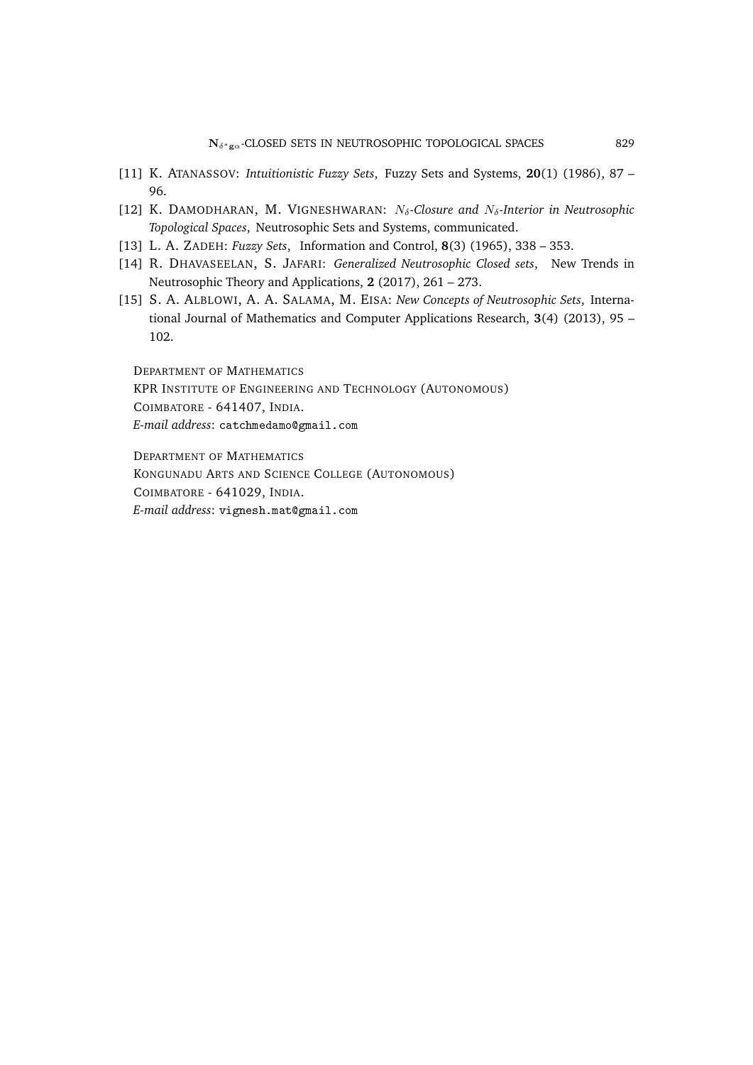[11] K. ATANASSOV: *Intuitionistic Fuzzy Sets*, Fuzzy Sets and Systems, **20**(1) (1986), 87 – 96.

[12] K. DAMODHARAN, M. VIGNESHWARAN: *$N_\delta$-Closure and $N_\delta$-Interior in Neutrosophic Topological Spaces*, Neutrosophic Sets and Systems, communicated.

[13] L. A. ZADEH: *Fuzzy Sets*, Information and Control, **8**(3) (1965), 338 – 353.

[14] R. DHAVASEELAN, S. JAFARI: *Generalized Neutrosophic Closed sets*, New Trends in Neutrosophic Theory and Applications, **2** (2017), 261 – 273.

[15] S. A. ALBLOWI, A. A. SALAMA, M. EISA: *New Concepts of Neutrosophic Sets*, International Journal of Mathematics and Computer Applications Research, **3**(4) (2013), 95 – 102.

DEPARTMENT OF MATHEMATICS
KPR INSTITUTE OF ENGINEERING AND TECHNOLOGY (AUTONOMOUS)
COIMBATORE - 641407, INDIA.
*E-mail address*: catchmedamo@gmail.com

DEPARTMENT OF MATHEMATICS
KONGUNADU ARTS AND SCIENCE COLLEGE (AUTONOMOUS)
COIMBATORE - 641029, INDIA.
*E-mail address*: vignesh.mat@gmail.com